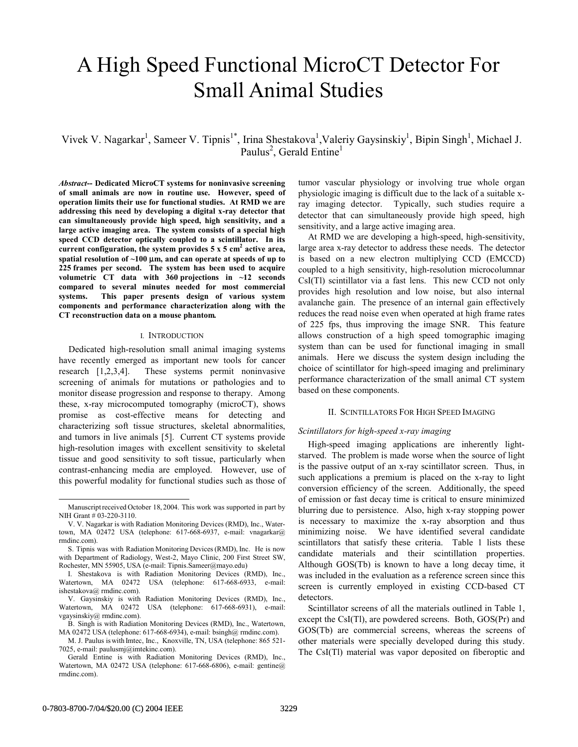# A High Speed Functional MicroCT Detector For Small Animal Studies

Vivek V. Nagarkar[1], Sameer V. Tipnis[1*], Irina Shestakova[1], Valeriy Gaysinskiy[1], Bipin Singh[1], Michael J. Paulus[2], Gerald Entine[1]

***Abstract*-- Dedicated MicroCT systems for noninvasive screening of small animals are now in routine use. However, speed of operation limits their use for functional studies. At RMD we are addressing this need by developing a digital x-ray detector that can simultaneously provide high speed, high sensitivity, and a large active imaging area. The system consists of a special high speed CCD detector optically coupled to a scintillator. In its current configuration, the system provides 5 x 5 cm$^2$ active area, spatial resolution of ~100 µm, and can operate at speeds of up to 225 frames per second. The system has been used to acquire volumetric CT data with 360 projections in ~12 seconds compared to several minutes needed for most commercial systems. This paper presents design of various system components and performance characterization along with the CT reconstruction data on a mouse phantom.**

## I. Introduction

Dedicated high-resolution small animal imaging systems have recently emerged as important new tools for cancer research [1,2,3,4]. These systems permit noninvasive screening of animals for mutations or pathologies and to monitor disease progression and response to therapy. Among these, x-ray microcomputed tomography (microCT), shows promise as cost-effective means for detecting and characterizing soft tissue structures, skeletal abnormalities, and tumors in live animals [5]. Current CT systems provide high-resolution images with excellent sensitivity to skeletal tissue and good sensitivity to soft tissue, particularly when contrast-enhancing media are employed. However, use of this powerful modality for functional studies such as those of tumor vascular physiology or involving true whole organ physiologic imaging is difficult due to the lack of a suitable x-ray imaging detector. Typically, such studies require a detector that can simultaneously provide high speed, high sensitivity, and a large active imaging area.

At RMD we are developing a high-speed, high-sensitivity, large area x-ray detector to address these needs. The detector is based on a new electron multiplying CCD (EMCCD) coupled to a high sensitivity, high-resolution microcolumnar CsI(Tl) scintillator via a fast lens. This new CCD not only provides high resolution and low noise, but also internal avalanche gain. The presence of an internal gain effectively reduces the read noise even when operated at high frame rates of 225 fps, thus improving the image SNR. This feature allows construction of a high speed tomographic imaging system than can be used for functional imaging in small animals. Here we discuss the system design including the choice of scintillator for high-speed imaging and preliminary performance characterization of the small animal CT system based on these components.

## II. Scintillators For High Speed Imaging

### *Scintillators for high-speed x-ray imaging*

High-speed imaging applications are inherently light-starved. The problem is made worse when the source of light is the passive output of an x-ray scintillator screen. Thus, in such applications a premium is placed on the x-ray to light conversion efficiency of the screen. Additionally, the speed of emission or fast decay time is critical to ensure minimized blurring due to persistence. Also, high x-ray stopping power is necessary to maximize the x-ray absorption and thus minimizing noise. We have identified several candidate scintillators that satisfy these criteria. Table 1 lists these candidate materials and their scintillation properties. Although GOS(Tb) is known to have a long decay time, it was included in the evaluation as a reference screen since this screen is currently employed in existing CCD-based CT detectors.

Scintillator screens of all the materials outlined in Table 1, except the CsI(Tl), are powdered screens. Both, GOS(Pr) and GOS(Tb) are commercial screens, whereas the screens of other materials were specially developed during this study. The CsI(Tl) material was vapor deposited on fiberoptic and

---

Manuscript received October 18, 2004. This work was supported in part by NIH Grant # 03-220-3110.

V. V. Nagarkar is with Radiation Monitoring Devices (RMD), Inc., Watertown, MA 02472 USA (telephone: 617-668-6937, e-mail: vnagarkar@ rmdinc.com).

S. Tipnis was with Radiation Monitoring Devices (RMD), Inc. He is now with Department of Radiology, West-2, Mayo Clinic, 200 First Street SW, Rochester, MN 55905, USA (e-mail: Tipnis.Sameer@mayo.edu)

I. Shestakova is with Radiation Monitoring Devices (RMD), Inc., Watertown, MA 02472 USA (telephone: 617-668-6933, e-mail: ishestakova@ rmdinc.com).

V. Gaysinskiy is with Radiation Monitoring Devices (RMD), Inc., Watertown, MA 02472 USA (telephone: 617-668-6931), e-mail: vgaysinskiy@ rmdinc.com).

B. Singh is with Radiation Monitoring Devices (RMD), Inc., Watertown, MA 02472 USA (telephone: 617-668-6934), e-mail: bsingh@ rmdinc.com).

M. J. Paulus is with Imtec, Inc., Knoxville, TN, USA (telephone: 865 521-7025, e-mail: paulusmj@imtekinc.com).

Gerald Entine is with Radiation Monitoring Devices (RMD), Inc., Watertown, MA 02472 USA (telephone: 617-668-6806), e-mail: gentine@ rmdinc.com).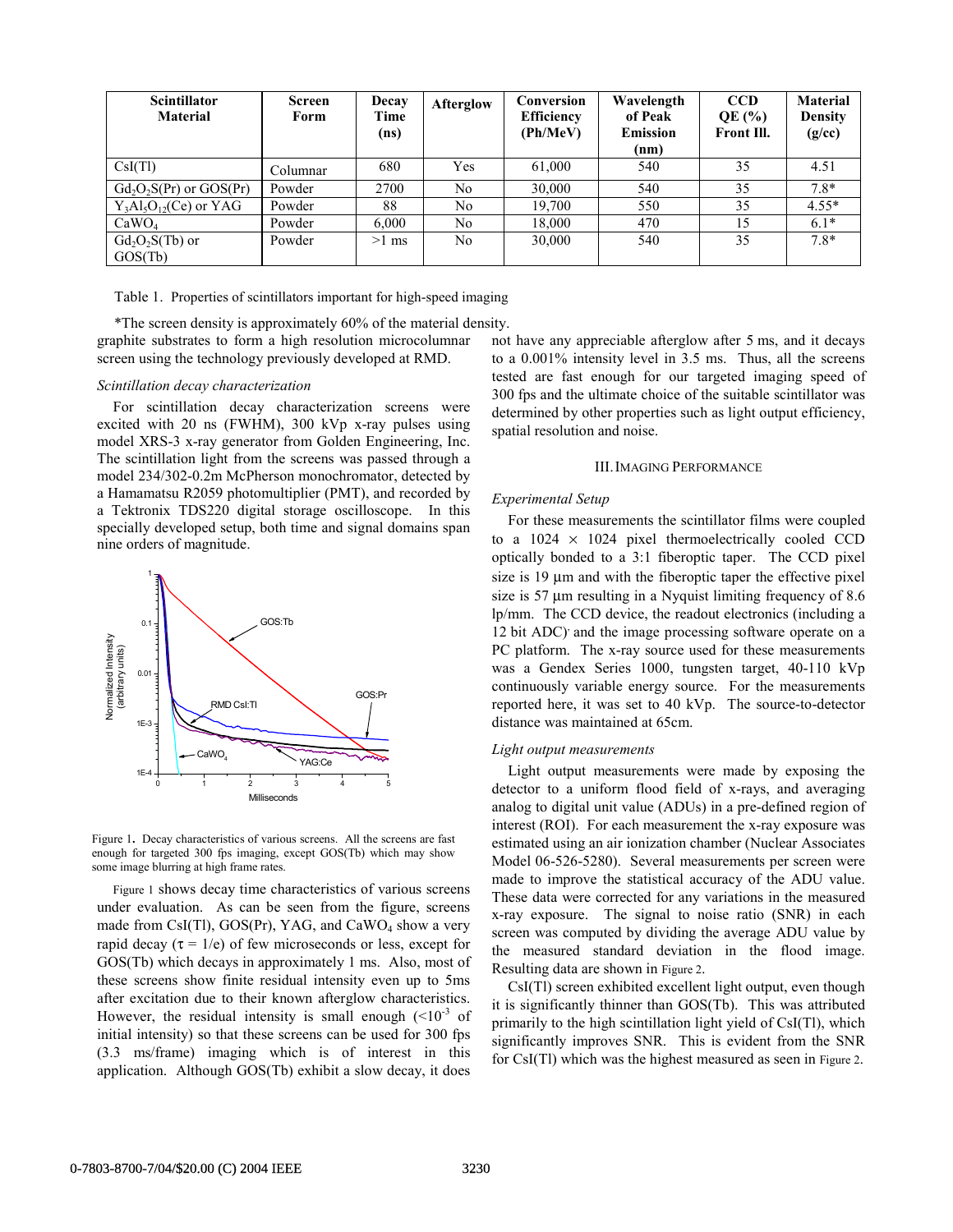| Scintillator Material | Screen Form | Decay Time (ns) | Afterglow | Conversion Efficiency (Ph/MeV) | Wavelength of Peak Emission (nm) | CCD QE (%) Front Ill. | Material Density (g/cc) |
|---|---|---|---|---|---|---|---|
| CsI(Tl) | Columnar | 680 | Yes | 61,000 | 540 | 35 | 4.51 |
| $Gd_2O_2S$(Pr) or GOS(Pr) | Powder | 2700 | No | 30,000 | 540 | 35 | 7.8* |
| $Y_3Al_5O_{12}$(Ce) or YAG | Powder | 88 | No | 19,700 | 550 | 35 | 4.55* |
| $CaWO_4$ | Powder | 6,000 | No | 18,000 | 470 | 15 | 6.1* |
| $Gd_2O_2S$(Tb) or GOS(Tb) | Powder | >1 ms | No | 30,000 | 540 | 35 | 7.8* |

Table 1. Properties of scintillators important for high-speed imaging

*The screen density is approximately 60% of the material density.

graphite substrates to form a high resolution microcolumnar screen using the technology previously developed at RMD.

*Scintillation decay characterization*

For scintillation decay characterization screens were excited with 20 ns (FWHM), 300 kVp x-ray pulses using model XRS-3 x-ray generator from Golden Engineering, Inc. The scintillation light from the screens was passed through a model 234/302-0.2m McPherson monochromator, detected by a Hamamatsu R2059 photomultiplier (PMT), and recorded by a Tektronix TDS220 digital storage oscilloscope. In this specially developed setup, both time and signal domains span nine orders of magnitude.

Figure 1. Decay characteristics of various screens. All the screens are fast enough for targeted 300 fps imaging, except GOS(Tb) which may show some image blurring at high frame rates.

Figure 1 shows decay time characteristics of various screens under evaluation. As can be seen from the figure, screens made from CsI(Tl), GOS(Pr), YAG, and $CaWO_4$ show a very rapid decay ($\tau = 1/e$) of few microseconds or less, except for GOS(Tb) which decays in approximately 1 ms. Also, most of these screens show finite residual intensity even up to 5ms after excitation due to their known afterglow characteristics. However, the residual intensity is small enough ($<10^{-3}$ of initial intensity) so that these screens can be used for 300 fps (3.3 ms/frame) imaging which is of interest in this application. Although GOS(Tb) exhibit a slow decay, it does not have any appreciable afterglow after 5 ms, and it decays to a 0.001% intensity level in 3.5 ms. Thus, all the screens tested are fast enough for our targeted imaging speed of 300 fps and the ultimate choice of the suitable scintillator was determined by other properties such as light output efficiency, spatial resolution and noise.

## III. Imaging Performance

*Experimental Setup*

For these measurements the scintillator films were coupled to a 1024 × 1024 pixel thermoelectrically cooled CCD optically bonded to a 3:1 fiberoptic taper. The CCD pixel size is 19 µm and with the fiberoptic taper the effective pixel size is 57 µm resulting in a Nyquist limiting frequency of 8.6 lp/mm. The CCD device, the readout electronics (including a 12 bit ADC) and the image processing software operate on a PC platform. The x-ray source used for these measurements was a Gendex Series 1000, tungsten target, 40-110 kVp continuously variable energy source. For the measurements reported here, it was set to 40 kVp. The source-to-detector distance was maintained at 65cm.

*Light output measurements*

Light output measurements were made by exposing the detector to a uniform flood field of x-rays, and averaging analog to digital unit value (ADUs) in a pre-defined region of interest (ROI). For each measurement the x-ray exposure was estimated using an air ionization chamber (Nuclear Associates Model 06-526-5280). Several measurements per screen were made to improve the statistical accuracy of the ADU value. These data were corrected for any variations in the measured x-ray exposure. The signal to noise ratio (SNR) in each screen was computed by dividing the average ADU value by the measured standard deviation in the flood image. Resulting data are shown in Figure 2.

CsI(Tl) screen exhibited excellent light output, even though it is significantly thinner than GOS(Tb). This was attributed primarily to the high scintillation light yield of CsI(Tl), which significantly improves SNR. This is evident from the SNR for CsI(Tl) which was the highest measured as seen in Figure 2.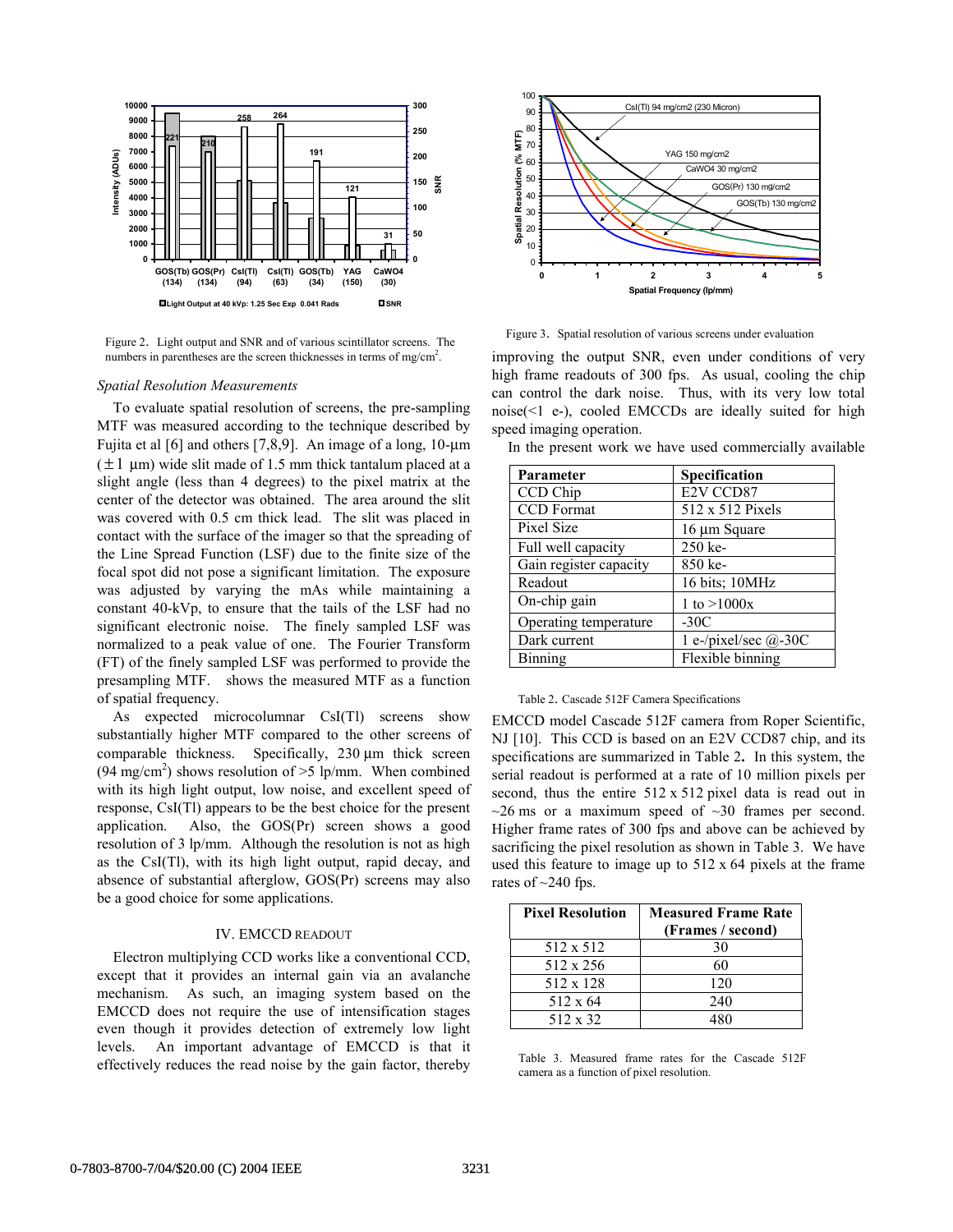Figure 2. Light output and SNR and of various scintillator screens. The numbers in parentheses are the screen thicknesses in terms of mg/cm$^2$.

### *Spatial Resolution Measurements*

To evaluate spatial resolution of screens, the pre-sampling MTF was measured according to the technique described by Fujita et al [6] and others [7,8,9]. An image of a long, 10-µm ($\pm$1 µm) wide slit made of 1.5 mm thick tantalum placed at a slight angle (less than 4 degrees) to the pixel matrix at the center of the detector was obtained. The area around the slit was covered with 0.5 cm thick lead. The slit was placed in contact with the surface of the imager so that the spreading of the Line Spread Function (LSF) due to the finite size of the focal spot did not pose a significant limitation. The exposure was adjusted by varying the mAs while maintaining a constant 40-kVp, to ensure that the tails of the LSF had no significant electronic noise. The finely sampled LSF was normalized to a peak value of one. The Fourier Transform (FT) of the finely sampled LSF was performed to provide the presampling MTF. shows the measured MTF as a function of spatial frequency.

As expected microcolumnar CsI(Tl) screens show substantially higher MTF compared to the other screens of comparable thickness. Specifically, 230 µm thick screen (94 mg/cm$^2$) shows resolution of >5 lp/mm. When combined with its high light output, low noise, and excellent speed of response, CsI(Tl) appears to be the best choice for the present application. Also, the GOS(Pr) screen shows a good resolution of 3 lp/mm. Although the resolution is not as high as the CsI(Tl), with its high light output, rapid decay, and absence of substantial afterglow, GOS(Pr) screens may also be a good choice for some applications.

## IV. EMCCD READOUT

Electron multiplying CCD works like a conventional CCD, except that it provides an internal gain via an avalanche mechanism. As such, an imaging system based on the EMCCD does not require the use of intensification stages even though it provides detection of extremely low light levels. An important advantage of EMCCD is that it effectively reduces the read noise by the gain factor, thereby improving the output SNR, even under conditions of very high frame readouts of 300 fps. As usual, cooling the chip can control the dark noise. Thus, with its very low total noise(<1 e-), cooled EMCCDs are ideally suited for high speed imaging operation.

Figure 3. Spatial resolution of various screens under evaluation

In the present work we have used commercially available

| Parameter | Specification |
|---|---|
| CCD Chip | E2V CCD87 |
| CCD Format | 512 x 512 Pixels |
| Pixel Size | 16 µm Square |
| Full well capacity | 250 ke- |
| Gain register capacity | 850 ke- |
| Readout | 16 bits; 10MHz |
| On-chip gain | 1 to >1000x |
| Operating temperature | -30C |
| Dark current | 1 e-/pixel/sec @-30C |
| Binning | Flexible binning |

Table 2. Cascade 512F Camera Specifications

EMCCD model Cascade 512F camera from Roper Scientific, NJ [10]. This CCD is based on an E2V CCD87 chip, and its specifications are summarized in Table 2. In this system, the serial readout is performed at a rate of 10 million pixels per second, thus the entire 512 x 512 pixel data is read out in ~26 ms or a maximum speed of ~30 frames per second. Higher frame rates of 300 fps and above can be achieved by sacrificing the pixel resolution as shown in Table 3. We have used this feature to image up to 512 x 64 pixels at the frame rates of ~240 fps.

| Pixel Resolution | Measured Frame Rate (Frames / second) |
|---|---|
| 512 x 512 | 30 |
| 512 x 256 | 60 |
| 512 x 128 | 120 |
| 512 x 64 | 240 |
| 512 x 32 | 480 |

Table 3. Measured frame rates for the Cascade 512F camera as a function of pixel resolution.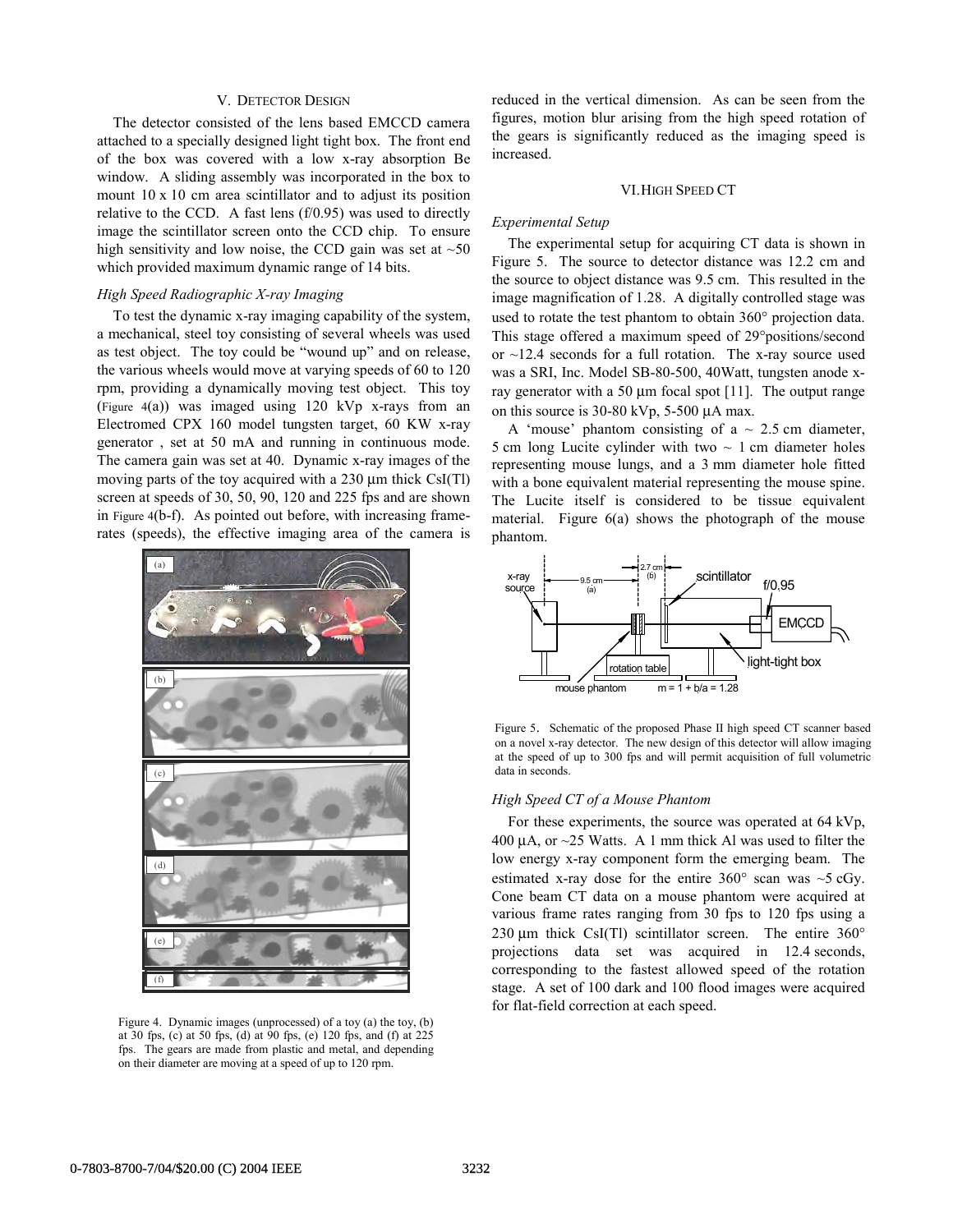## V. DETECTOR DESIGN

The detector consisted of the lens based EMCCD camera attached to a specially designed light tight box. The front end of the box was covered with a low x-ray absorption Be window. A sliding assembly was incorporated in the box to mount 10 x 10 cm area scintillator and to adjust its position relative to the CCD. A fast lens (f/0.95) was used to directly image the scintillator screen onto the CCD chip. To ensure high sensitivity and low noise, the CCD gain was set at ~50 which provided maximum dynamic range of 14 bits.

### *High Speed Radiographic X-ray Imaging*

To test the dynamic x-ray imaging capability of the system, a mechanical, steel toy consisting of several wheels was used as test object. The toy could be "wound up" and on release, the various wheels would move at varying speeds of 60 to 120 rpm, providing a dynamically moving test object. This toy (Figure 4(a)) was imaged using 120 kVp x-rays from an Electromed CPX 160 model tungsten target, 60 KW x-ray generator , set at 50 mA and running in continuous mode. The camera gain was set at 40. Dynamic x-ray images of the moving parts of the toy acquired with a 230 μm thick CsI(Tl) screen at speeds of 30, 50, 90, 120 and 225 fps and are shown in Figure 4(b-f). As pointed out before, with increasing frame-rates (speeds), the effective imaging area of the camera is reduced in the vertical dimension. As can be seen from the figures, motion blur arising from the high speed rotation of the gears is significantly reduced as the imaging speed is increased.

Figure 4. Dynamic images (unprocessed) of a toy (a) the toy, (b) at 30 fps, (c) at 50 fps, (d) at 90 fps, (e) 120 fps, and (f) at 225 fps. The gears are made from plastic and metal, and depending on their diameter are moving at a speed of up to 120 rpm.

## VI. HIGH SPEED CT

### *Experimental Setup*

The experimental setup for acquiring CT data is shown in Figure 5. The source to detector distance was 12.2 cm and the source to object distance was 9.5 cm. This resulted in the image magnification of 1.28. A digitally controlled stage was used to rotate the test phantom to obtain 360° projection data. This stage offered a maximum speed of 29°positions/second or ~12.4 seconds for a full rotation. The x-ray source used was a SRI, Inc. Model SB-80-500, 40Watt, tungsten anode x-ray generator with a 50 μm focal spot [11]. The output range on this source is 30-80 kVp, 5-500 μA max.

A 'mouse' phantom consisting of a ~ 2.5 cm diameter, 5 cm long Lucite cylinder with two ~ 1 cm diameter holes representing mouse lungs, and a 3 mm diameter hole fitted with a bone equivalent material representing the mouse spine. The Lucite itself is considered to be tissue equivalent material. Figure 6(a) shows the photograph of the mouse phantom.

Figure 5. Schematic of the proposed Phase II high speed CT scanner based on a novel x-ray detector. The new design of this detector will allow imaging at the speed of up to 300 fps and will permit acquisition of full volumetric data in seconds.

### *High Speed CT of a Mouse Phantom*

For these experiments, the source was operated at 64 kVp, 400 μA, or ~25 Watts. A 1 mm thick Al was used to filter the low energy x-ray component form the emerging beam. The estimated x-ray dose for the entire 360° scan was ~5 cGy. Cone beam CT data on a mouse phantom were acquired at various frame rates ranging from 30 fps to 120 fps using a 230 μm thick CsI(Tl) scintillator screen. The entire 360° projections data set was acquired in 12.4 seconds, corresponding to the fastest allowed speed of the rotation stage. A set of 100 dark and 100 flood images were acquired for flat-field correction at each speed.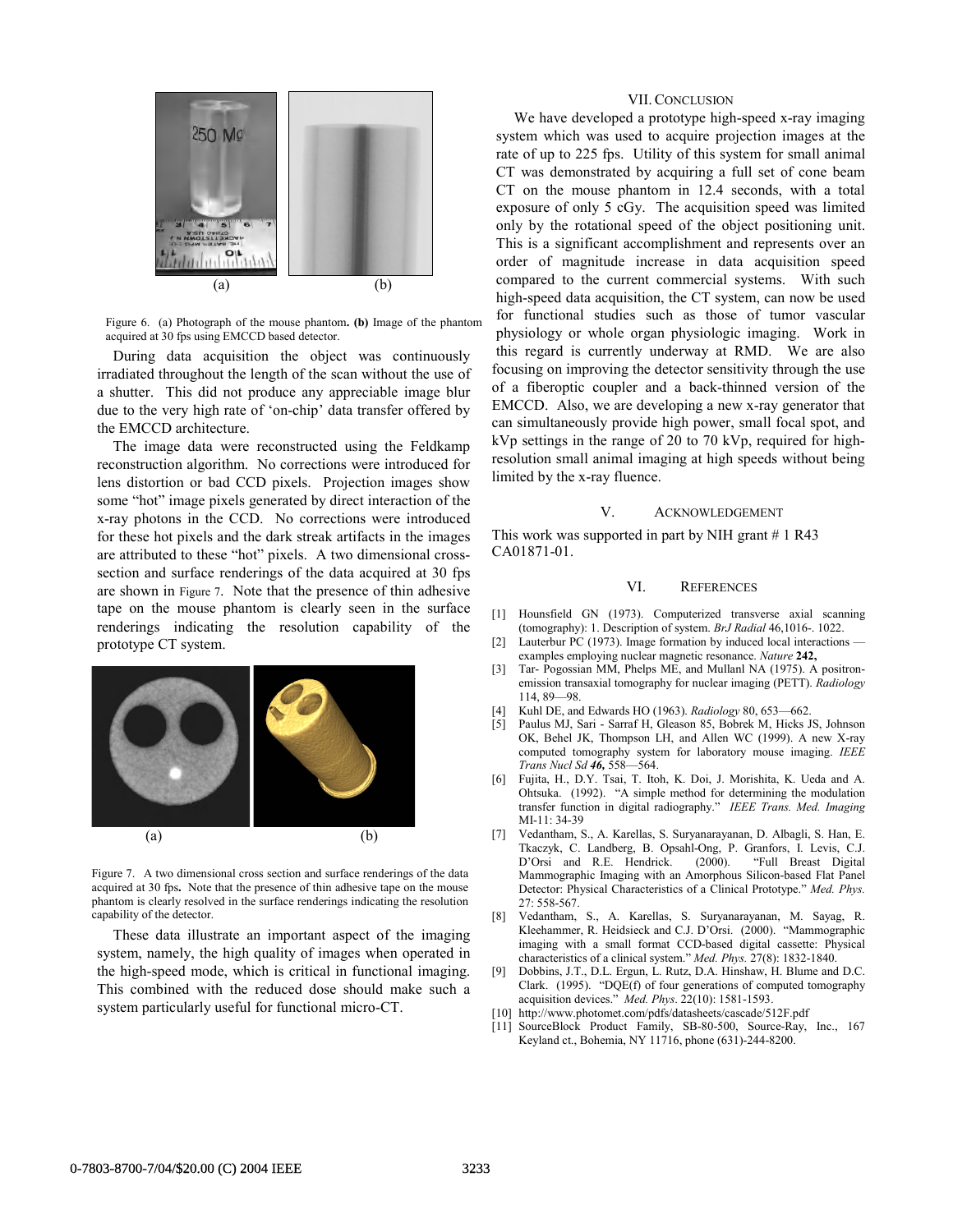(a) (b)

Figure 6. (a) Photograph of the mouse phantom. **(b)** Image of the phantom acquired at 30 fps using EMCCD based detector.

During data acquisition the object was continuously irradiated throughout the length of the scan without the use of a shutter. This did not produce any appreciable image blur due to the very high rate of 'on-chip' data transfer offered by the EMCCD architecture.

The image data were reconstructed using the Feldkamp reconstruction algorithm. No corrections were introduced for lens distortion or bad CCD pixels. Projection images show some "hot" image pixels generated by direct interaction of the x-ray photons in the CCD. No corrections were introduced for these hot pixels and the dark streak artifacts in the images are attributed to these "hot" pixels. A two dimensional cross-section and surface renderings of the data acquired at 30 fps are shown in Figure 7. Note that the presence of thin adhesive tape on the mouse phantom is clearly seen in the surface renderings indicating the resolution capability of the prototype CT system.

(a) (b)

Figure 7. A two dimensional cross section and surface renderings of the data acquired at 30 fps. Note that the presence of thin adhesive tape on the mouse phantom is clearly resolved in the surface renderings indicating the resolution capability of the detector.

These data illustrate an important aspect of the imaging system, namely, the high quality of images when operated in the high-speed mode, which is critical in functional imaging. This combined with the reduced dose should make such a system particularly useful for functional micro-CT.

## VII. Conclusion

We have developed a prototype high-speed x-ray imaging system which was used to acquire projection images at the rate of up to 225 fps. Utility of this system for small animal CT was demonstrated by acquiring a full set of cone beam CT on the mouse phantom in 12.4 seconds, with a total exposure of only 5 cGy. The acquisition speed was limited only by the rotational speed of the object positioning unit. This is a significant accomplishment and represents over an order of magnitude increase in data acquisition speed compared to the current commercial systems. With such high-speed data acquisition, the CT system, can now be used for functional studies such as those of tumor vascular physiology or whole organ physiologic imaging. Work in this regard is currently underway at RMD. We are also focusing on improving the detector sensitivity through the use of a fiberoptic coupler and a back-thinned version of the EMCCD. Also, we are developing a new x-ray generator that can simultaneously provide high power, small focal spot, and kVp settings in the range of 20 to 70 kVp, required for high-resolution small animal imaging at high speeds without being limited by the x-ray fluence.

## V. Acknowledgement

This work was supported in part by NIH grant # 1 R43 CA01871-01.

## VI. References

[1] Hounsfield GN (1973). Computerized transverse axial scanning (tomography): 1. Description of system. *BrJ Radial* 46,1016-. 1022.

[2] Lauterbur PC (1973). Image formation by induced local interactions — examples employing nuclear magnetic resonance. *Nature* **242,**

[3] Tar- Pogossian MM, Phelps ME, and Mullanl NA (1975). A positron-emission transaxial tomography for nuclear imaging (PETT). *Radiology* 114, 89—98.

[4] Kuhl DE, and Edwards HO (1963). *Radiology* 80, 653—662.

[5] Paulus MJ, Sari - Sarraf H, Gleason 85, Bobrek M, Hicks JS, Johnson OK, Behel JK, Thompson LH, and Allen WC (1999). A new X-ray computed tomography system for laboratory mouse imaging. *IEEE Trans Nucl Sd* ***46,*** 558—564.

[6] Fujita, H., D.Y. Tsai, T. Itoh, K. Doi, J. Morishita, K. Ueda and A. Ohtsuka. (1992). "A simple method for determining the modulation transfer function in digital radiography." *IEEE Trans. Med. Imaging* MI-11: 34-39

[7] Vedantham, S., A. Karellas, S. Suryanarayanan, D. Albagli, S. Han, E. Tkaczyk, C. Landberg, B. Opsahl-Ong, P. Granfors, I. Levis, C.J. D'Orsi and R.E. Hendrick. (2000). "Full Breast Digital Mammographic Imaging with an Amorphous Silicon-based Flat Panel Detector: Physical Characteristics of a Clinical Prototype." *Med. Phys.* 27: 558-567.

[8] Vedantham, S., A. Karellas, S. Suryanarayanan, M. Sayag, R. Kleehammer, R. Heidsieck and C.J. D'Orsi. (2000). "Mammographic imaging with a small format CCD-based digital cassette: Physical characteristics of a clinical system." *Med. Phys.* 27(8): 1832-1840.

[9] Dobbins, J.T., D.L. Ergun, L. Rutz, D.A. Hinshaw, H. Blume and D.C. Clark. (1995). "DQE(f) of four generations of computed tomography acquisition devices." *Med. Phys*. 22(10): 1581-1593.

[10] http://www.photomet.com/pdfs/datasheets/cascade/512F.pdf

[11] SourceBlock Product Family, SB-80-500, Source-Ray, Inc., 167 Keyland ct., Bohemia, NY 11716, phone (631)-244-8200.